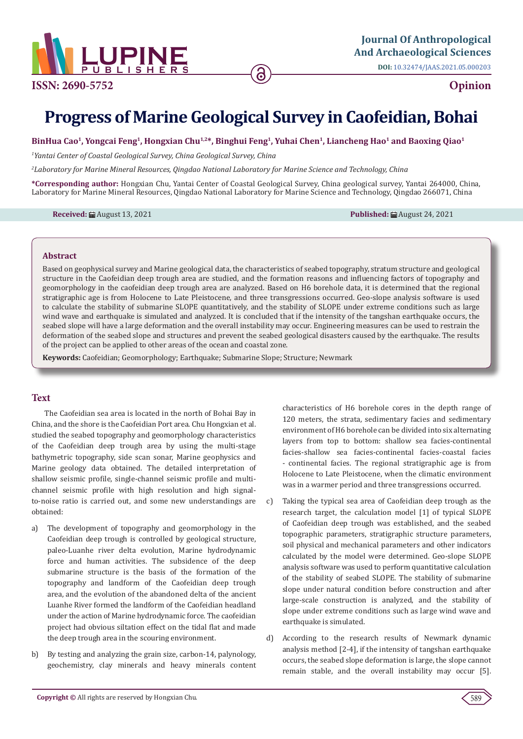# Progress of Marine Geological Survey in Caofeidian, Bohai

**BinHua Cao[1], Yongcai Feng[1], Hongxian Chu[1,2]*, Binghui Feng[1], Yuhai Chen[1], Liancheng Hao[1] and Baoxing Qiao[1]**

[1]*Yantai Center of Coastal Geological Survey, China Geological Survey, China*

[2]*Laboratory for Marine Mineral Resources, Qingdao National Laboratory for Marine Science and Technology, China*

**\*Corresponding author:** Hongxian Chu, Yantai Center of Coastal Geological Survey, China geological survey, Yantai 264000, China, Laboratory for Marine Mineral Resources, Qingdao National Laboratory for Marine Science and Technology, Qingdao 266071, China

**Received:** August 13, 2021

**Published:** August 24, 2021

## Abstract

Based on geophysical survey and Marine geological data, the characteristics of seabed topography, stratum structure and geological structure in the Caofeidian deep trough area are studied, and the formation reasons and influencing factors of topography and geomorphology in the caofeidian deep trough area are analyzed. Based on H6 borehole data, it is determined that the regional stratigraphic age is from Holocene to Late Pleistocene, and three transgressions occurred. Geo-slope analysis software is used to calculate the stability of submarine SLOPE quantitatively, and the stability of SLOPE under extreme conditions such as large wind wave and earthquake is simulated and analyzed. It is concluded that if the intensity of the tangshan earthquake occurs, the seabed slope will have a large deformation and the overall instability may occur. Engineering measures can be used to restrain the deformation of the seabed slope and structures and prevent the seabed geological disasters caused by the earthquake. The results of the project can be applied to other areas of the ocean and coastal zone.

**Keywords:** Caofeidian; Geomorphology; Earthquake; Submarine Slope; Structure; Newmark

## Text

The Caofeidian sea area is located in the north of Bohai Bay in China, and the shore is the Caofeidian Port area. Chu Hongxian et al. studied the seabed topography and geomorphology characteristics of the Caofeidian deep trough area by using the multi-stage bathymetric topography, side scan sonar, Marine geophysics and Marine geology data obtained. The detailed interpretation of shallow seismic profile, single-channel seismic profile and multi-channel seismic profile with high resolution and high signal-to-noise ratio is carried out, and some new understandings are obtained:

a) The development of topography and geomorphology in the Caofeidian deep trough is controlled by geological structure, paleo-Luanhe river delta evolution, Marine hydrodynamic force and human activities. The subsidence of the deep submarine structure is the basis of the formation of the topography and landform of the Caofeidian deep trough area, and the evolution of the abandoned delta of the ancient Luanhe River formed the landform of the Caofeidian headland under the action of Marine hydrodynamic force. The caofeidian project had obvious siltation effect on the tidal flat and made the deep trough area in the scouring environment.

b) By testing and analyzing the grain size, carbon-14, palynology, geochemistry, clay minerals and heavy minerals content characteristics of H6 borehole cores in the depth range of 120 meters, the strata, sedimentary facies and sedimentary environment of H6 borehole can be divided into six alternating layers from top to bottom: shallow sea facies-continental facies-shallow sea facies-continental facies-coastal facies - continental facies. The regional stratigraphic age is from Holocene to Late Pleistocene, when the climatic environment was in a warmer period and three transgressions occurred.

c) Taking the typical sea area of Caofeidian deep trough as the research target, the calculation model [1] of typical SLOPE of Caofeidian deep trough was established, and the seabed topographic parameters, stratigraphic structure parameters, soil physical and mechanical parameters and other indicators calculated by the model were determined. Geo-slope SLOPE analysis software was used to perform quantitative calculation of the stability of seabed SLOPE. The stability of submarine slope under natural condition before construction and after large-scale construction is analyzed, and the stability of slope under extreme conditions such as large wind wave and earthquake is simulated.

d) According to the research results of Newmark dynamic analysis method [2-4], if the intensity of tangshan earthquake occurs, the seabed slope deformation is large, the slope cannot remain stable, and the overall instability may occur [5].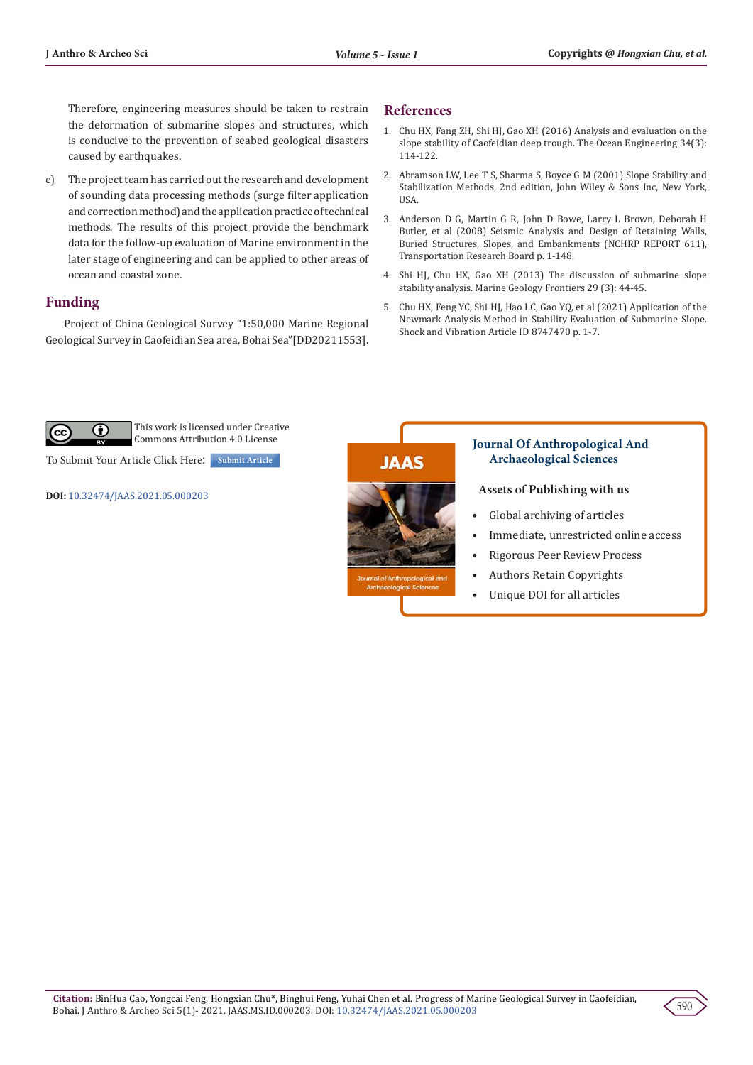Therefore, engineering measures should be taken to restrain the deformation of submarine slopes and structures, which is conducive to the prevention of seabed geological disasters caused by earthquakes.

e) The project team has carried out the research and development of sounding data processing methods (surge filter application and correction method) and the application practice of technical methods. The results of this project provide the benchmark data for the follow-up evaluation of Marine environment in the later stage of engineering and can be applied to other areas of ocean and coastal zone.

## Funding

Project of China Geological Survey "1:50,000 Marine Regional Geological Survey in Caofeidian Sea area, Bohai Sea"[DD20211553].

## References

1. Chu HX, Fang ZH, Shi HJ, Gao XH (2016) Analysis and evaluation on the slope stability of Caofeidian deep trough. The Ocean Engineering 34(3): 114-122.
2. Abramson LW, Lee T S, Sharma S, Boyce G M (2001) Slope Stability and Stabilization Methods, 2nd edition, John Wiley & Sons Inc, New York, USA.
3. Anderson D G, Martin G R, John D Bowe, Larry L Brown, Deborah H Butler, et al (2008) Seismic Analysis and Design of Retaining Walls, Buried Structures, Slopes, and Embankments (NCHRP REPORT 611), Transportation Research Board p. 1-148.
4. Shi HJ, Chu HX, Gao XH (2013) The discussion of submarine slope stability analysis. Marine Geology Frontiers 29 (3): 44-45.
5. Chu HX, Feng YC, Shi HJ, Hao LC, Gao YQ, et al (2021) Application of the Newmark Analysis Method in Stability Evaluation of Submarine Slope. Shock and Vibration Article ID 8747470 p. 1-7.

This work is licensed under Creative Commons Attribution 4.0 License

To Submit Your Article Click Here: Submit Article

**DOI:** 10.32474/JAAS.2021.05.000203

**Journal Of Anthropological And Archaeological Sciences**

**Assets of Publishing with us**

- Global archiving of articles
- Immediate, unrestricted online access
- Rigorous Peer Review Process
- Authors Retain Copyrights
- Unique DOI for all articles

**Citation:** BinHua Cao, Yongcai Feng, Hongxian Chu*, Binghui Feng, Yuhai Chen et al. Progress of Marine Geological Survey in Caofeidian, Bohai. J Anthro & Archeo Sci 5(1)- 2021. JAAS.MS.ID.000203. DOI: 10.32474/JAAS.2021.05.000203